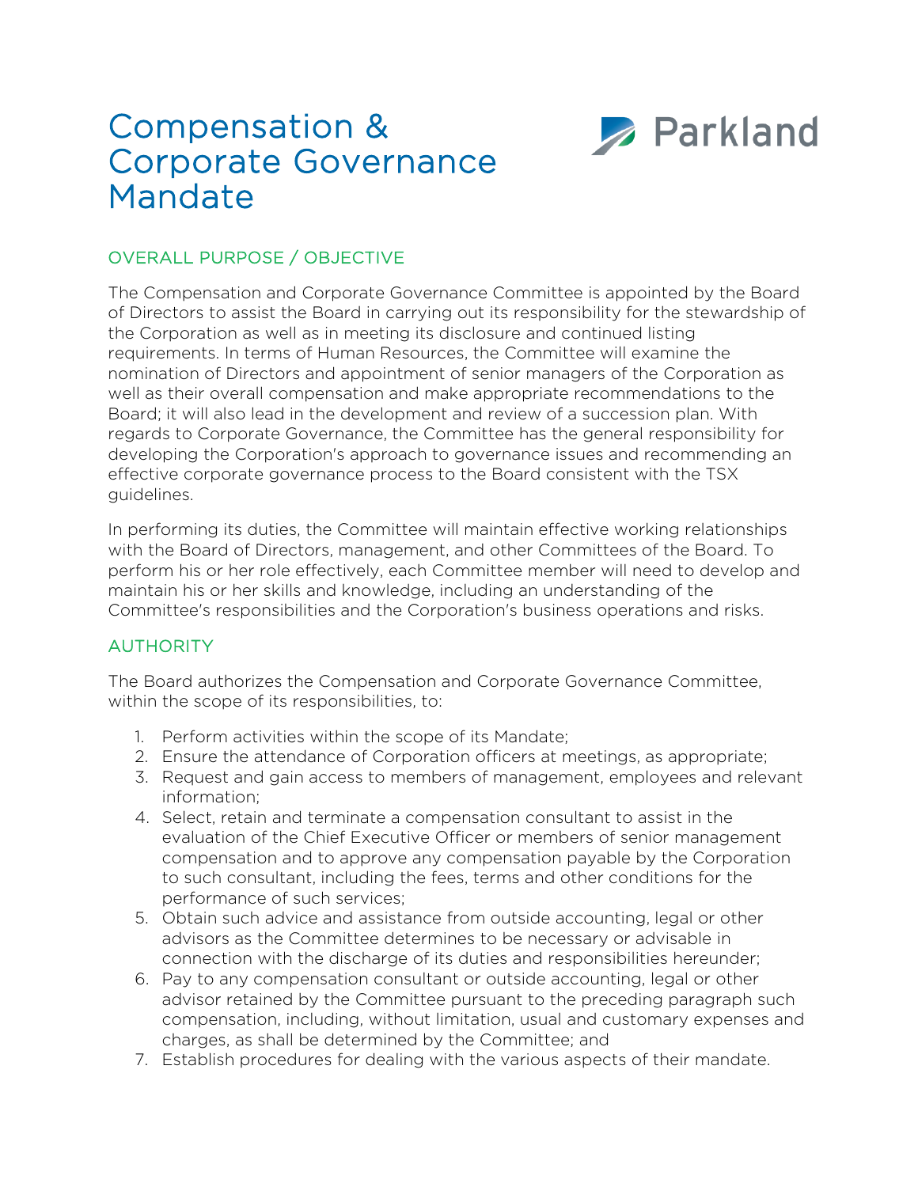# Compensation & Corporate Governance Mandate

Parkland

## OVERALL PURPOSE / OBJECTIVE

The Compensation and Corporate Governance Committee is appointed by the Board of Directors to assist the Board in carrying out its responsibility for the stewardship of the Corporation as well as in meeting its disclosure and continued listing requirements. In terms of Human Resources, the Committee will examine the nomination of Directors and appointment of senior managers of the Corporation as well as their overall compensation and make appropriate recommendations to the Board; it will also lead in the development and review of a succession plan. With regards to Corporate Governance, the Committee has the general responsibility for developing the Corporation's approach to governance issues and recommending an effective corporate governance process to the Board consistent with the TSX guidelines.

In performing its duties, the Committee will maintain effective working relationships with the Board of Directors, management, and other Committees of the Board. To perform his or her role effectively, each Committee member will need to develop and maintain his or her skills and knowledge, including an understanding of the Committee's responsibilities and the Corporation's business operations and risks.

## AUTHORITY

The Board authorizes the Compensation and Corporate Governance Committee, within the scope of its responsibilities, to:

1. Perform activities within the scope of its Mandate;
2. Ensure the attendance of Corporation officers at meetings, as appropriate;
3. Request and gain access to members of management, employees and relevant information;
4. Select, retain and terminate a compensation consultant to assist in the evaluation of the Chief Executive Officer or members of senior management compensation and to approve any compensation payable by the Corporation to such consultant, including the fees, terms and other conditions for the performance of such services;
5. Obtain such advice and assistance from outside accounting, legal or other advisors as the Committee determines to be necessary or advisable in connection with the discharge of its duties and responsibilities hereunder;
6. Pay to any compensation consultant or outside accounting, legal or other advisor retained by the Committee pursuant to the preceding paragraph such compensation, including, without limitation, usual and customary expenses and charges, as shall be determined by the Committee; and
7. Establish procedures for dealing with the various aspects of their mandate.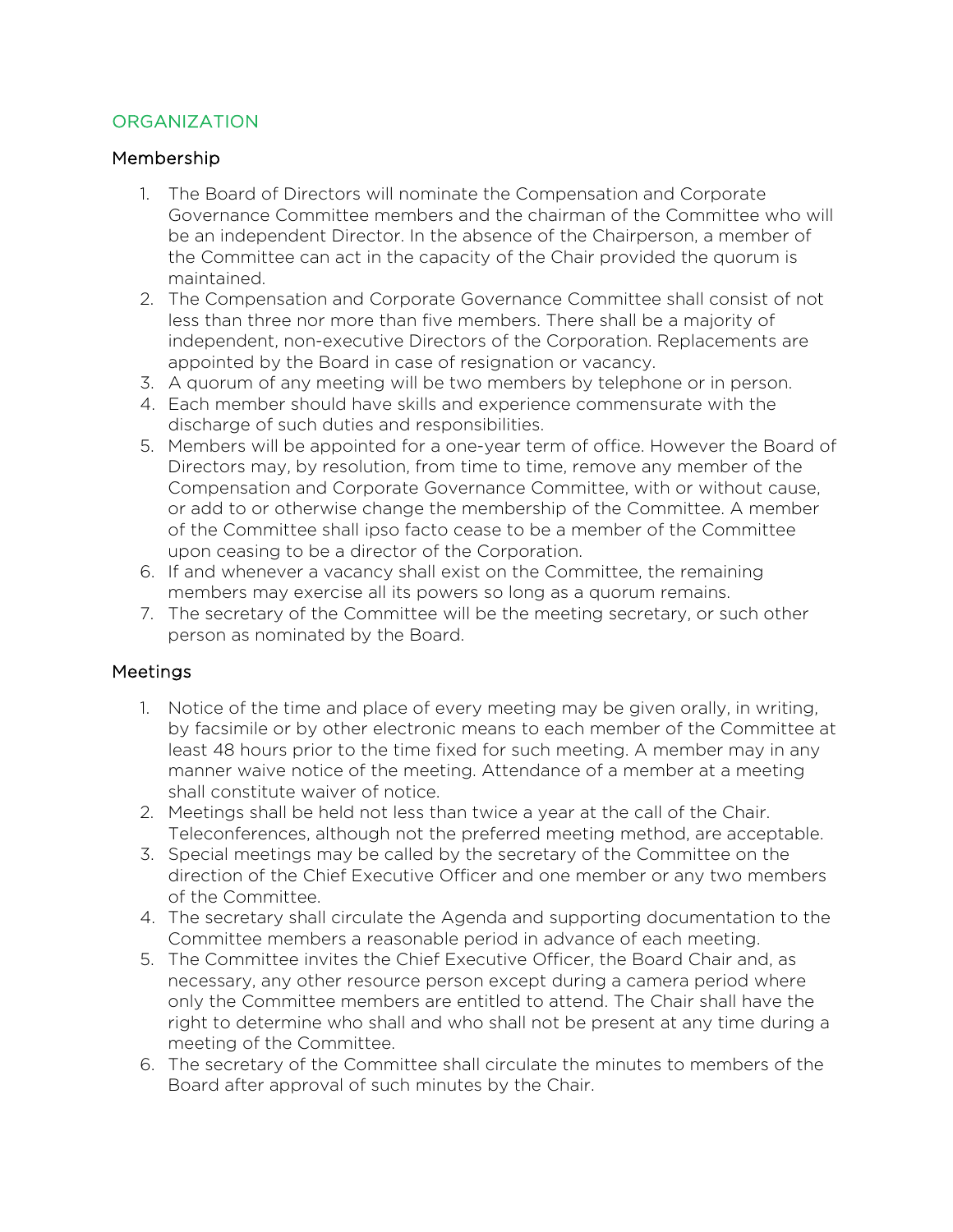## ORGANIZATION

### Membership

1. The Board of Directors will nominate the Compensation and Corporate Governance Committee members and the chairman of the Committee who will be an independent Director. In the absence of the Chairperson, a member of the Committee can act in the capacity of the Chair provided the quorum is maintained.
2. The Compensation and Corporate Governance Committee shall consist of not less than three nor more than five members. There shall be a majority of independent, non-executive Directors of the Corporation. Replacements are appointed by the Board in case of resignation or vacancy.
3. A quorum of any meeting will be two members by telephone or in person.
4. Each member should have skills and experience commensurate with the discharge of such duties and responsibilities.
5. Members will be appointed for a one-year term of office. However the Board of Directors may, by resolution, from time to time, remove any member of the Compensation and Corporate Governance Committee, with or without cause, or add to or otherwise change the membership of the Committee. A member of the Committee shall ipso facto cease to be a member of the Committee upon ceasing to be a director of the Corporation.
6. If and whenever a vacancy shall exist on the Committee, the remaining members may exercise all its powers so long as a quorum remains.
7. The secretary of the Committee will be the meeting secretary, or such other person as nominated by the Board.

### Meetings

1. Notice of the time and place of every meeting may be given orally, in writing, by facsimile or by other electronic means to each member of the Committee at least 48 hours prior to the time fixed for such meeting. A member may in any manner waive notice of the meeting. Attendance of a member at a meeting shall constitute waiver of notice.
2. Meetings shall be held not less than twice a year at the call of the Chair. Teleconferences, although not the preferred meeting method, are acceptable.
3. Special meetings may be called by the secretary of the Committee on the direction of the Chief Executive Officer and one member or any two members of the Committee.
4. The secretary shall circulate the Agenda and supporting documentation to the Committee members a reasonable period in advance of each meeting.
5. The Committee invites the Chief Executive Officer, the Board Chair and, as necessary, any other resource person except during a camera period where only the Committee members are entitled to attend. The Chair shall have the right to determine who shall and who shall not be present at any time during a meeting of the Committee.
6. The secretary of the Committee shall circulate the minutes to members of the Board after approval of such minutes by the Chair.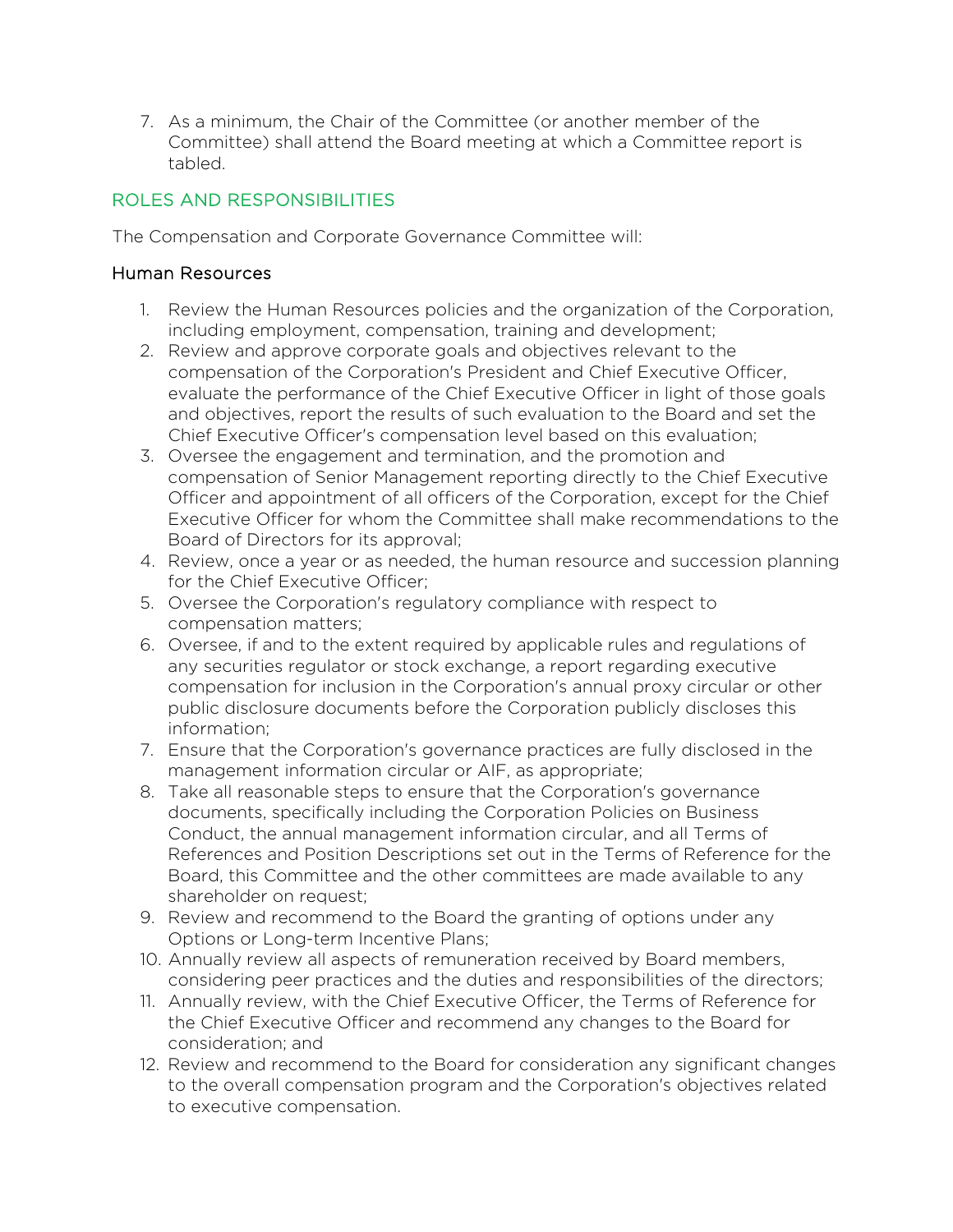7. As a minimum, the Chair of the Committee (or another member of the Committee) shall attend the Board meeting at which a Committee report is tabled.

## ROLES AND RESPONSIBILITIES

The Compensation and Corporate Governance Committee will:

### Human Resources

1. Review the Human Resources policies and the organization of the Corporation, including employment, compensation, training and development;
2. Review and approve corporate goals and objectives relevant to the compensation of the Corporation's President and Chief Executive Officer, evaluate the performance of the Chief Executive Officer in light of those goals and objectives, report the results of such evaluation to the Board and set the Chief Executive Officer's compensation level based on this evaluation;
3. Oversee the engagement and termination, and the promotion and compensation of Senior Management reporting directly to the Chief Executive Officer and appointment of all officers of the Corporation, except for the Chief Executive Officer for whom the Committee shall make recommendations to the Board of Directors for its approval;
4. Review, once a year or as needed, the human resource and succession planning for the Chief Executive Officer;
5. Oversee the Corporation's regulatory compliance with respect to compensation matters;
6. Oversee, if and to the extent required by applicable rules and regulations of any securities regulator or stock exchange, a report regarding executive compensation for inclusion in the Corporation's annual proxy circular or other public disclosure documents before the Corporation publicly discloses this information;
7. Ensure that the Corporation's governance practices are fully disclosed in the management information circular or AIF, as appropriate;
8. Take all reasonable steps to ensure that the Corporation's governance documents, specifically including the Corporation Policies on Business Conduct, the annual management information circular, and all Terms of References and Position Descriptions set out in the Terms of Reference for the Board, this Committee and the other committees are made available to any shareholder on request;
9. Review and recommend to the Board the granting of options under any Options or Long-term Incentive Plans;
10. Annually review all aspects of remuneration received by Board members, considering peer practices and the duties and responsibilities of the directors;
11. Annually review, with the Chief Executive Officer, the Terms of Reference for the Chief Executive Officer and recommend any changes to the Board for consideration; and
12. Review and recommend to the Board for consideration any significant changes to the overall compensation program and the Corporation's objectives related to executive compensation.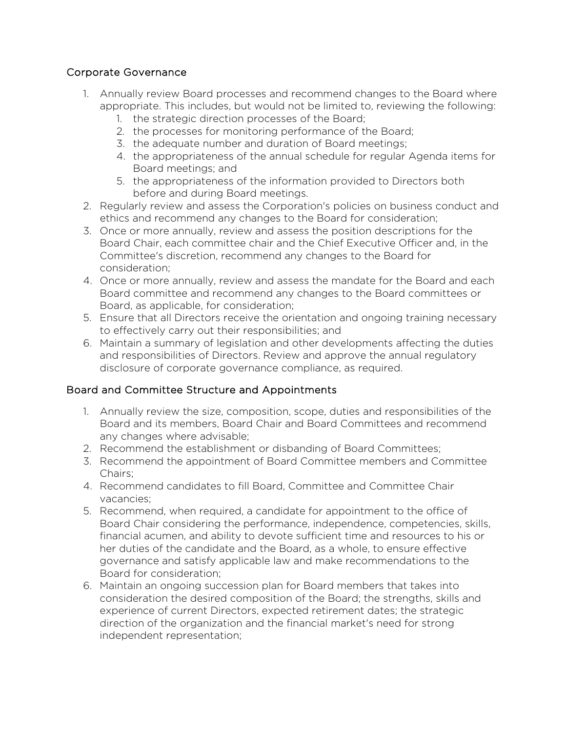## Corporate Governance

1. Annually review Board processes and recommend changes to the Board where appropriate. This includes, but would not be limited to, reviewing the following:
    1. the strategic direction processes of the Board;
    2. the processes for monitoring performance of the Board;
    3. the adequate number and duration of Board meetings;
    4. the appropriateness of the annual schedule for regular Agenda items for Board meetings; and
    5. the appropriateness of the information provided to Directors both before and during Board meetings.
2. Regularly review and assess the Corporation's policies on business conduct and ethics and recommend any changes to the Board for consideration;
3. Once or more annually, review and assess the position descriptions for the Board Chair, each committee chair and the Chief Executive Officer and, in the Committee's discretion, recommend any changes to the Board for consideration;
4. Once or more annually, review and assess the mandate for the Board and each Board committee and recommend any changes to the Board committees or Board, as applicable, for consideration;
5. Ensure that all Directors receive the orientation and ongoing training necessary to effectively carry out their responsibilities; and
6. Maintain a summary of legislation and other developments affecting the duties and responsibilities of Directors. Review and approve the annual regulatory disclosure of corporate governance compliance, as required.

## Board and Committee Structure and Appointments

1. Annually review the size, composition, scope, duties and responsibilities of the Board and its members, Board Chair and Board Committees and recommend any changes where advisable;
2. Recommend the establishment or disbanding of Board Committees;
3. Recommend the appointment of Board Committee members and Committee Chairs;
4. Recommend candidates to fill Board, Committee and Committee Chair vacancies;
5. Recommend, when required, a candidate for appointment to the office of Board Chair considering the performance, independence, competencies, skills, financial acumen, and ability to devote sufficient time and resources to his or her duties of the candidate and the Board, as a whole, to ensure effective governance and satisfy applicable law and make recommendations to the Board for consideration;
6. Maintain an ongoing succession plan for Board members that takes into consideration the desired composition of the Board; the strengths, skills and experience of current Directors, expected retirement dates; the strategic direction of the organization and the financial market's need for strong independent representation;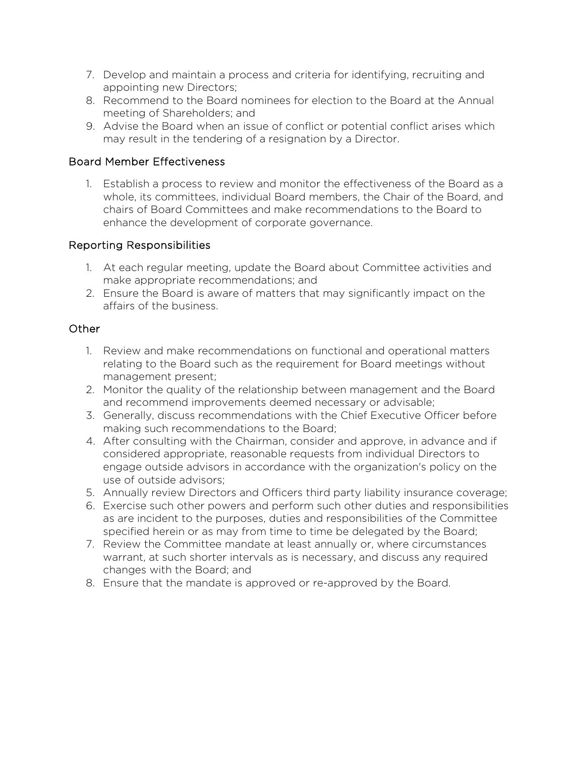7. Develop and maintain a process and criteria for identifying, recruiting and appointing new Directors;
8. Recommend to the Board nominees for election to the Board at the Annual meeting of Shareholders; and
9. Advise the Board when an issue of conflict or potential conflict arises which may result in the tendering of a resignation by a Director.

### Board Member Effectiveness

1. Establish a process to review and monitor the effectiveness of the Board as a whole, its committees, individual Board members, the Chair of the Board, and chairs of Board Committees and make recommendations to the Board to enhance the development of corporate governance.

### Reporting Responsibilities

1. At each regular meeting, update the Board about Committee activities and make appropriate recommendations; and
2. Ensure the Board is aware of matters that may significantly impact on the affairs of the business.

### Other

1. Review and make recommendations on functional and operational matters relating to the Board such as the requirement for Board meetings without management present;
2. Monitor the quality of the relationship between management and the Board and recommend improvements deemed necessary or advisable;
3. Generally, discuss recommendations with the Chief Executive Officer before making such recommendations to the Board;
4. After consulting with the Chairman, consider and approve, in advance and if considered appropriate, reasonable requests from individual Directors to engage outside advisors in accordance with the organization's policy on the use of outside advisors;
5. Annually review Directors and Officers third party liability insurance coverage;
6. Exercise such other powers and perform such other duties and responsibilities as are incident to the purposes, duties and responsibilities of the Committee specified herein or as may from time to time be delegated by the Board;
7. Review the Committee mandate at least annually or, where circumstances warrant, at such shorter intervals as is necessary, and discuss any required changes with the Board; and
8. Ensure that the mandate is approved or re-approved by the Board.